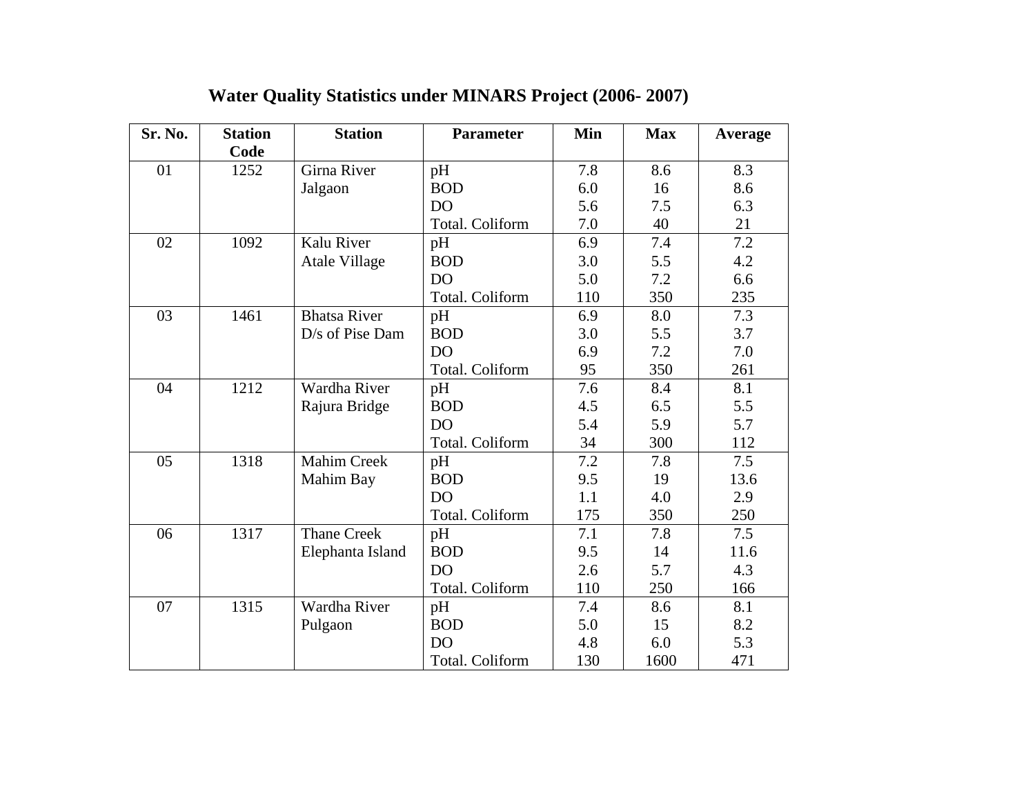## Water Quality Statistics under MINARS Project (2006- 2007)

| Sr. No. | Station Code | Station | Parameter | Min | Max | Average |
|---|---|---|---|---|---|---|
| 01 | 1252 | Girna River Jalgaon | pH | 7.8 | 8.6 | 8.3 |
| | | | BOD | 6.0 | 16 | 8.6 |
| | | | DO | 5.6 | 7.5 | 6.3 |
| | | | Total. Coliform | 7.0 | 40 | 21 |
| 02 | 1092 | Kalu River Atale Village | pH | 6.9 | 7.4 | 7.2 |
| | | | BOD | 3.0 | 5.5 | 4.2 |
| | | | DO | 5.0 | 7.2 | 6.6 |
| | | | Total. Coliform | 110 | 350 | 235 |
| 03 | 1461 | Bhatsa River D/s of Pise Dam | pH | 6.9 | 8.0 | 7.3 |
| | | | BOD | 3.0 | 5.5 | 3.7 |
| | | | DO | 6.9 | 7.2 | 7.0 |
| | | | Total. Coliform | 95 | 350 | 261 |
| 04 | 1212 | Wardha River Rajura Bridge | pH | 7.6 | 8.4 | 8.1 |
| | | | BOD | 4.5 | 6.5 | 5.5 |
| | | | DO | 5.4 | 5.9 | 5.7 |
| | | | Total. Coliform | 34 | 300 | 112 |
| 05 | 1318 | Mahim Creek Mahim Bay | pH | 7.2 | 7.8 | 7.5 |
| | | | BOD | 9.5 | 19 | 13.6 |
| | | | DO | 1.1 | 4.0 | 2.9 |
| | | | Total. Coliform | 175 | 350 | 250 |
| 06 | 1317 | Thane Creek Elephanta Island | pH | 7.1 | 7.8 | 7.5 |
| | | | BOD | 9.5 | 14 | 11.6 |
| | | | DO | 2.6 | 5.7 | 4.3 |
| | | | Total. Coliform | 110 | 250 | 166 |
| 07 | 1315 | Wardha River Pulgaon | pH | 7.4 | 8.6 | 8.1 |
| | | | BOD | 5.0 | 15 | 8.2 |
| | | | DO | 4.8 | 6.0 | 5.3 |
| | | | Total. Coliform | 130 | 1600 | 471 |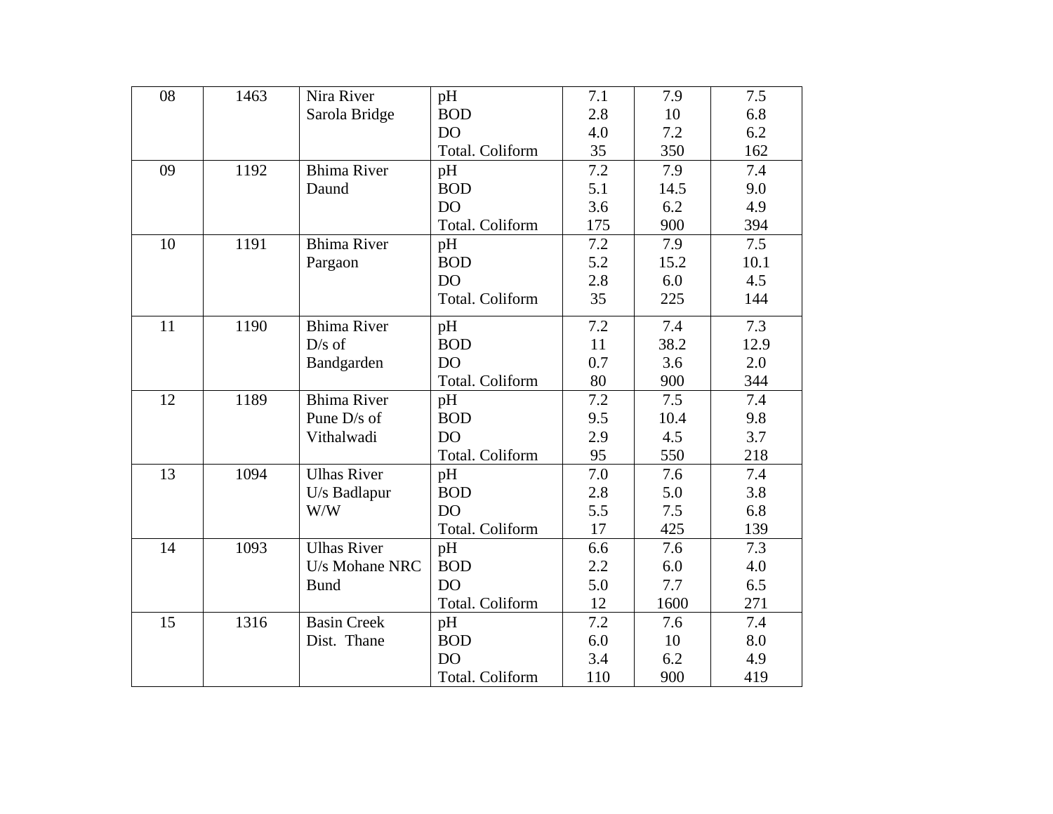| | | | | | | |
|---|---|---|---|---|---|---|
| 08 | 1463 | Nira River Sarola Bridge | pH | 7.1 | 7.9 | 7.5 |
| | | | BOD | 2.8 | 10 | 6.8 |
| | | | DO | 4.0 | 7.2 | 6.2 |
| | | | Total. Coliform | 35 | 350 | 162 |
| 09 | 1192 | Bhima River Daund | pH | 7.2 | 7.9 | 7.4 |
| | | | BOD | 5.1 | 14.5 | 9.0 |
| | | | DO | 3.6 | 6.2 | 4.9 |
| | | | Total. Coliform | 175 | 900 | 394 |
| 10 | 1191 | Bhima River Pargaon | pH | 7.2 | 7.9 | 7.5 |
| | | | BOD | 5.2 | 15.2 | 10.1 |
| | | | DO | 2.8 | 6.0 | 4.5 |
| | | | Total. Coliform | 35 | 225 | 144 |
| 11 | 1190 | Bhima River D/s of Bandgarden | pH | 7.2 | 7.4 | 7.3 |
| | | | BOD | 11 | 38.2 | 12.9 |
| | | | DO | 0.7 | 3.6 | 2.0 |
| | | | Total. Coliform | 80 | 900 | 344 |
| 12 | 1189 | Bhima River Pune D/s of Vithalwadi | pH | 7.2 | 7.5 | 7.4 |
| | | | BOD | 9.5 | 10.4 | 9.8 |
| | | | DO | 2.9 | 4.5 | 3.7 |
| | | | Total. Coliform | 95 | 550 | 218 |
| 13 | 1094 | Ulhas River U/s Badlapur W/W | pH | 7.0 | 7.6 | 7.4 |
| | | | BOD | 2.8 | 5.0 | 3.8 |
| | | | DO | 5.5 | 7.5 | 6.8 |
| | | | Total. Coliform | 17 | 425 | 139 |
| 14 | 1093 | Ulhas River U/s Mohane NRC Bund | pH | 6.6 | 7.6 | 7.3 |
| | | | BOD | 2.2 | 6.0 | 4.0 |
| | | | DO | 5.0 | 7.7 | 6.5 |
| | | | Total. Coliform | 12 | 1600 | 271 |
| 15 | 1316 | Basin Creek Dist. Thane | pH | 7.2 | 7.6 | 7.4 |
| | | | BOD | 6.0 | 10 | 8.0 |
| | | | DO | 3.4 | 6.2 | 4.9 |
| | | | Total. Coliform | 110 | 900 | 419 |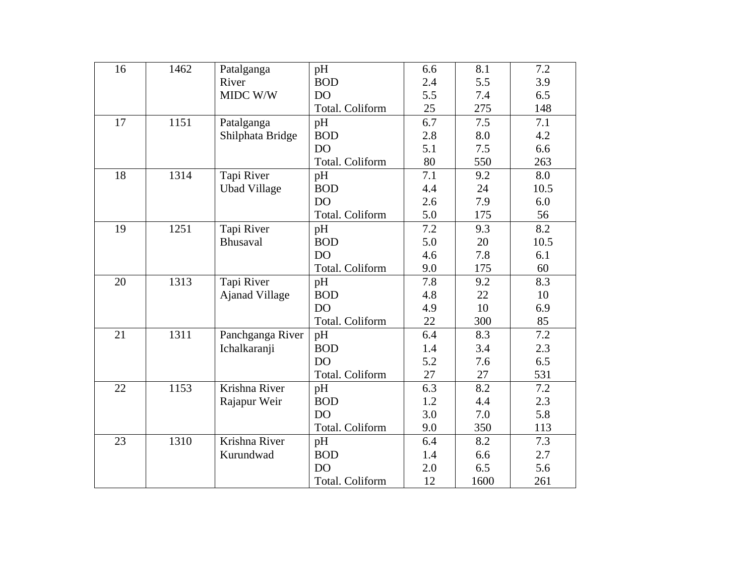| | | | | | | |
|---|---|---|---|---|---|---|
| 16 | 1462 | Patalganga River MIDC W/W | pH<br>BOD<br>DO<br>Total. Coliform | 6.6<br>2.4<br>5.5<br>25 | 8.1<br>5.5<br>7.4<br>275 | 7.2<br>3.9<br>6.5<br>148 |
| 17 | 1151 | Patalganga Shilphata Bridge | pH<br>BOD<br>DO<br>Total. Coliform | 6.7<br>2.8<br>5.1<br>80 | 7.5<br>8.0<br>7.5<br>550 | 7.1<br>4.2<br>6.6<br>263 |
| 18 | 1314 | Tapi River Ubad Village | pH<br>BOD<br>DO<br>Total. Coliform | 7.1<br>4.4<br>2.6<br>5.0 | 9.2<br>24<br>7.9<br>175 | 8.0<br>10.5<br>6.0<br>56 |
| 19 | 1251 | Tapi River Bhusaval | pH<br>BOD<br>DO<br>Total. Coliform | 7.2<br>5.0<br>4.6<br>9.0 | 9.3<br>20<br>7.8<br>175 | 8.2<br>10.5<br>6.1<br>60 |
| 20 | 1313 | Tapi River Ajanad Village | pH<br>BOD<br>DO<br>Total. Coliform | 7.8<br>4.8<br>4.9<br>22 | 9.2<br>22<br>10<br>300 | 8.3<br>10<br>6.9<br>85 |
| 21 | 1311 | Panchganga River Ichalkaranji | pH<br>BOD<br>DO<br>Total. Coliform | 6.4<br>1.4<br>5.2<br>27 | 8.3<br>3.4<br>7.6<br>27 | 7.2<br>2.3<br>6.5<br>531 |
| 22 | 1153 | Krishna River Rajapur Weir | pH<br>BOD<br>DO<br>Total. Coliform | 6.3<br>1.2<br>3.0<br>9.0 | 8.2<br>4.4<br>7.0<br>350 | 7.2<br>2.3<br>5.8<br>113 |
| 23 | 1310 | Krishna River Kurundwad | pH<br>BOD<br>DO<br>Total. Coliform | 6.4<br>1.4<br>2.0<br>12 | 8.2<br>6.6<br>6.5<br>1600 | 7.3<br>2.7<br>5.6<br>261 |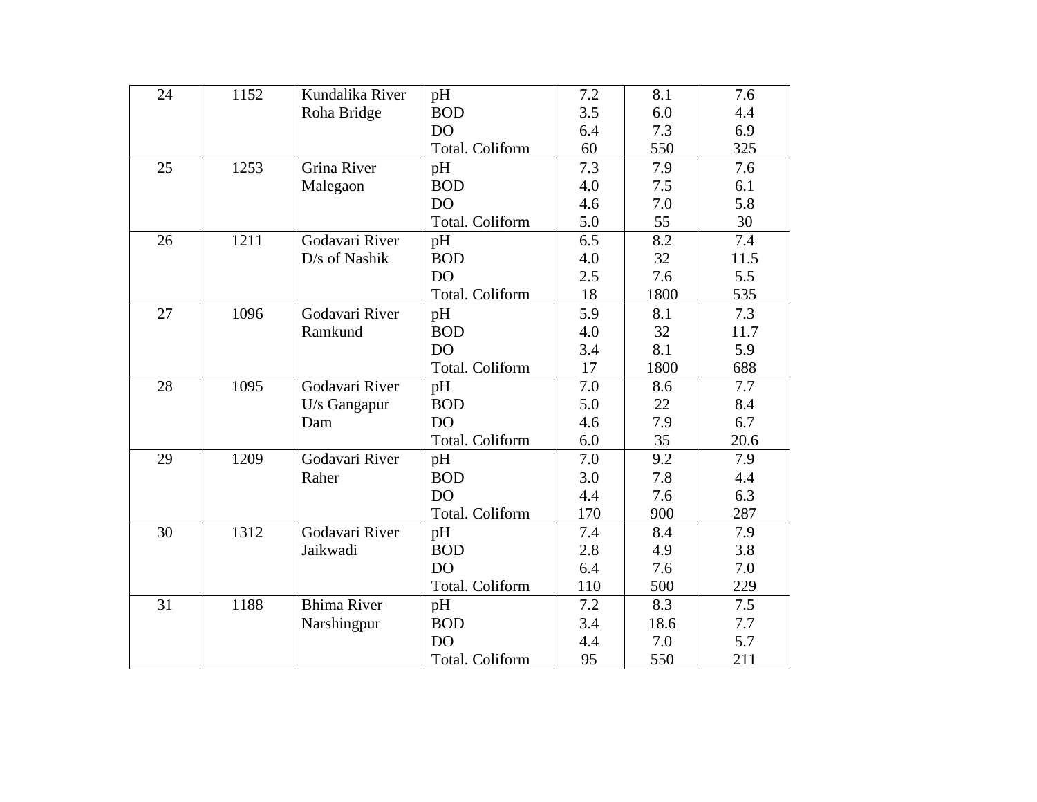| 24 | 1152 | Kundalika River Roha Bridge | pH<br>BOD<br>DO<br>Total. Coliform | 7.2<br>3.5<br>6.4<br>60 | 8.1<br>6.0<br>7.3<br>550 | 7.6<br>4.4<br>6.9<br>325 |
|---|---|---|---|---|---|---|
| 25 | 1253 | Grina River Malegaon | pH<br>BOD<br>DO<br>Total. Coliform | 7.3<br>4.0<br>4.6<br>5.0 | 7.9<br>7.5<br>7.0<br>55 | 7.6<br>6.1<br>5.8<br>30 |
| 26 | 1211 | Godavari River D/s of Nashik | pH<br>BOD<br>DO<br>Total. Coliform | 6.5<br>4.0<br>2.5<br>18 | 8.2<br>32<br>7.6<br>1800 | 7.4<br>11.5<br>5.5<br>535 |
| 27 | 1096 | Godavari River Ramkund | pH<br>BOD<br>DO<br>Total. Coliform | 5.9<br>4.0<br>3.4<br>17 | 8.1<br>32<br>8.1<br>1800 | 7.3<br>11.7<br>5.9<br>688 |
| 28 | 1095 | Godavari River U/s Gangapur Dam | pH<br>BOD<br>DO<br>Total. Coliform | 7.0<br>5.0<br>4.6<br>6.0 | 8.6<br>22<br>7.9<br>35 | 7.7<br>8.4<br>6.7<br>20.6 |
| 29 | 1209 | Godavari River Raher | pH<br>BOD<br>DO<br>Total. Coliform | 7.0<br>3.0<br>4.4<br>170 | 9.2<br>7.8<br>7.6<br>900 | 7.9<br>4.4<br>6.3<br>287 |
| 30 | 1312 | Godavari River Jaikwadi | pH<br>BOD<br>DO<br>Total. Coliform | 7.4<br>2.8<br>6.4<br>110 | 8.4<br>4.9<br>7.6<br>500 | 7.9<br>3.8<br>7.0<br>229 |
| 31 | 1188 | Bhima River Narshingpur | pH<br>BOD<br>DO<br>Total. Coliform | 7.2<br>3.4<br>4.4<br>95 | 8.3<br>18.6<br>7.0<br>550 | 7.5<br>7.7<br>5.7<br>211 |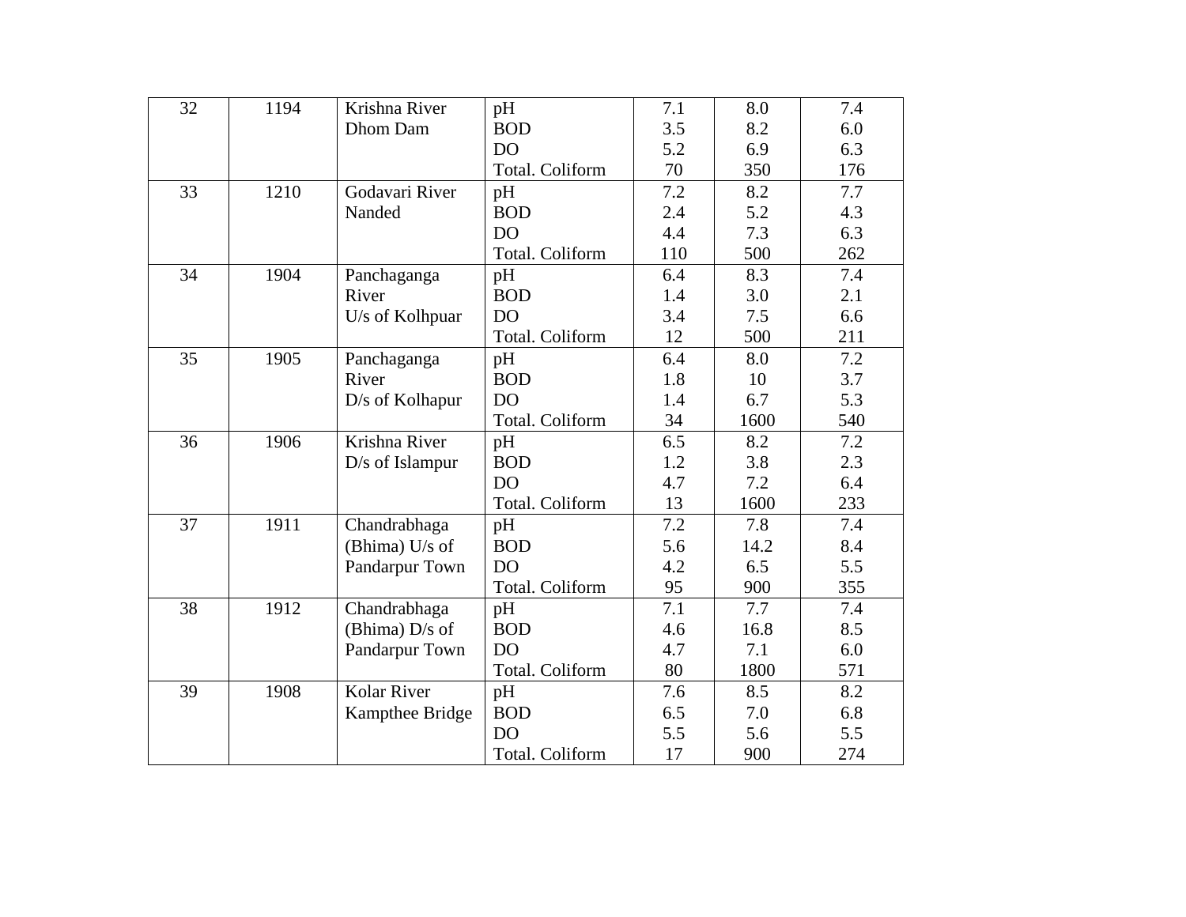| 32 | 1194 | Krishna River Dhom Dam | pH | 7.1 | 8.0 | 7.4 |
|---|---|---|---|---|---|---|
| | | | BOD | 3.5 | 8.2 | 6.0 |
| | | | DO | 5.2 | 6.9 | 6.3 |
| | | | Total. Coliform | 70 | 350 | 176 |
| 33 | 1210 | Godavari River Nanded | pH | 7.2 | 8.2 | 7.7 |
| | | | BOD | 2.4 | 5.2 | 4.3 |
| | | | DO | 4.4 | 7.3 | 6.3 |
| | | | Total. Coliform | 110 | 500 | 262 |
| 34 | 1904 | Panchaganga River U/s of Kolhpuar | pH | 6.4 | 8.3 | 7.4 |
| | | | BOD | 1.4 | 3.0 | 2.1 |
| | | | DO | 3.4 | 7.5 | 6.6 |
| | | | Total. Coliform | 12 | 500 | 211 |
| 35 | 1905 | Panchaganga River D/s of Kolhapur | pH | 6.4 | 8.0 | 7.2 |
| | | | BOD | 1.8 | 10 | 3.7 |
| | | | DO | 1.4 | 6.7 | 5.3 |
| | | | Total. Coliform | 34 | 1600 | 540 |
| 36 | 1906 | Krishna River D/s of Islampur | pH | 6.5 | 8.2 | 7.2 |
| | | | BOD | 1.2 | 3.8 | 2.3 |
| | | | DO | 4.7 | 7.2 | 6.4 |
| | | | Total. Coliform | 13 | 1600 | 233 |
| 37 | 1911 | Chandrabhaga (Bhima) U/s of Pandarpur Town | pH | 7.2 | 7.8 | 7.4 |
| | | | BOD | 5.6 | 14.2 | 8.4 |
| | | | DO | 4.2 | 6.5 | 5.5 |
| | | | Total. Coliform | 95 | 900 | 355 |
| 38 | 1912 | Chandrabhaga (Bhima) D/s of Pandarpur Town | pH | 7.1 | 7.7 | 7.4 |
| | | | BOD | 4.6 | 16.8 | 8.5 |
| | | | DO | 4.7 | 7.1 | 6.0 |
| | | | Total. Coliform | 80 | 1800 | 571 |
| 39 | 1908 | Kolar River Kampthee Bridge | pH | 7.6 | 8.5 | 8.2 |
| | | | BOD | 6.5 | 7.0 | 6.8 |
| | | | DO | 5.5 | 5.6 | 5.5 |
| | | | Total. Coliform | 17 | 900 | 274 |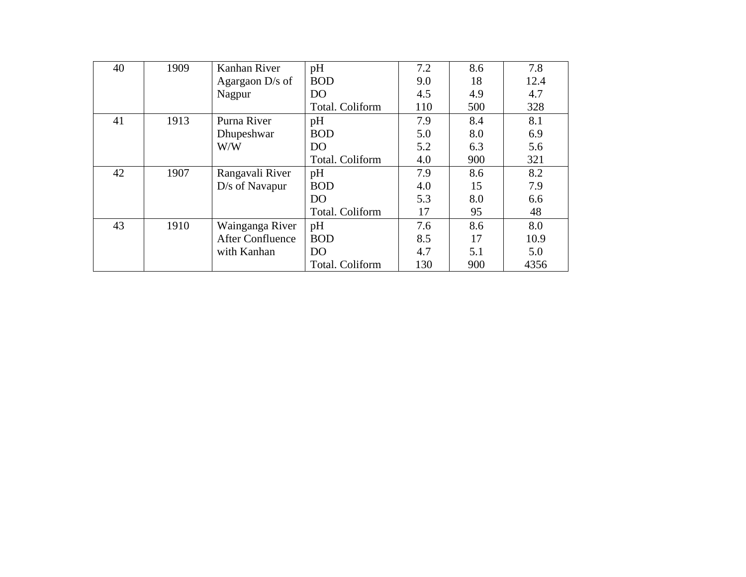| 40 | 1909 | Kanhan River Agargaon D/s of Nagpur | pH<br>BOD<br>DO<br>Total. Coliform | 7.2<br>9.0<br>4.5<br>110 | 8.6<br>18<br>4.9<br>500 | 7.8<br>12.4<br>4.7<br>328 |
|---|---|---|---|---|---|---|
| 41 | 1913 | Purna River Dhupeshwar W/W | pH<br>BOD<br>DO<br>Total. Coliform | 7.9<br>5.0<br>5.2<br>4.0 | 8.4<br>8.0<br>6.3<br>900 | 8.1<br>6.9<br>5.6<br>321 |
| 42 | 1907 | Rangavali River D/s of Navapur | pH<br>BOD<br>DO<br>Total. Coliform | 7.9<br>4.0<br>5.3<br>17 | 8.6<br>15<br>8.0<br>95 | 8.2<br>7.9<br>6.6<br>48 |
| 43 | 1910 | Wainganga River After Confluence with Kanhan | pH<br>BOD<br>DO<br>Total. Coliform | 7.6<br>8.5<br>4.7<br>130 | 8.6<br>17<br>5.1<br>900 | 8.0<br>10.9<br>5.0<br>4356 |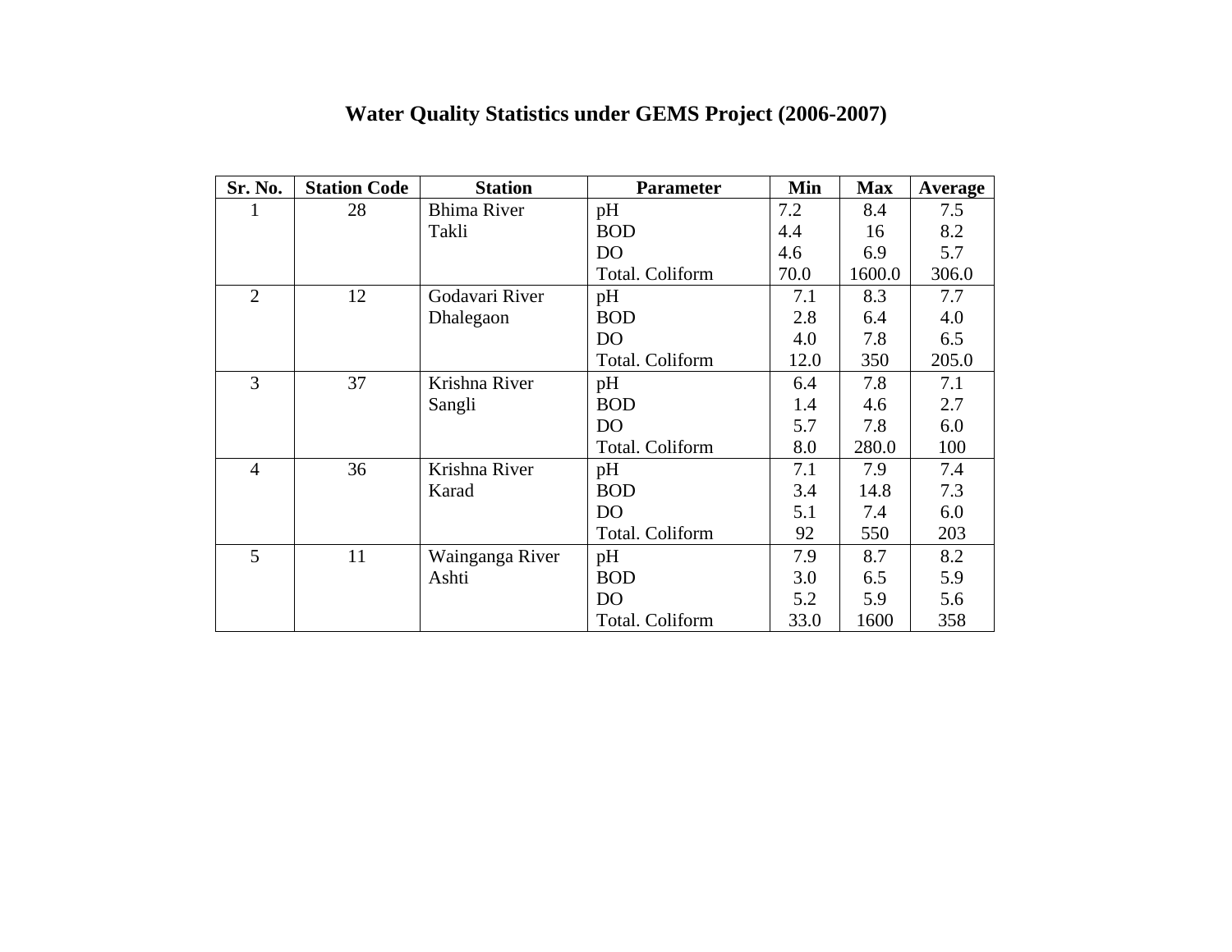# Water Quality Statistics under GEMS Project (2006-2007)

| Sr. No. | Station Code | Station | Parameter | Min | Max | Average |
|---|---|---|---|---|---|---|
| 1 | 28 | Bhima River Takli | pH | 7.2 | 8.4 | 7.5 |
| | | | BOD | 4.4 | 16 | 8.2 |
| | | | DO | 4.6 | 6.9 | 5.7 |
| | | | Total. Coliform | 70.0 | 1600.0 | 306.0 |
| 2 | 12 | Godavari River Dhalegaon | pH | 7.1 | 8.3 | 7.7 |
| | | | BOD | 2.8 | 6.4 | 4.0 |
| | | | DO | 4.0 | 7.8 | 6.5 |
| | | | Total. Coliform | 12.0 | 350 | 205.0 |
| 3 | 37 | Krishna River Sangli | pH | 6.4 | 7.8 | 7.1 |
| | | | BOD | 1.4 | 4.6 | 2.7 |
| | | | DO | 5.7 | 7.8 | 6.0 |
| | | | Total. Coliform | 8.0 | 280.0 | 100 |
| 4 | 36 | Krishna River Karad | pH | 7.1 | 7.9 | 7.4 |
| | | | BOD | 3.4 | 14.8 | 7.3 |
| | | | DO | 5.1 | 7.4 | 6.0 |
| | | | Total. Coliform | 92 | 550 | 203 |
| 5 | 11 | Wainganga River Ashti | pH | 7.9 | 8.7 | 8.2 |
| | | | BOD | 3.0 | 6.5 | 5.9 |
| | | | DO | 5.2 | 5.9 | 5.6 |
| | | | Total. Coliform | 33.0 | 1600 | 358 |